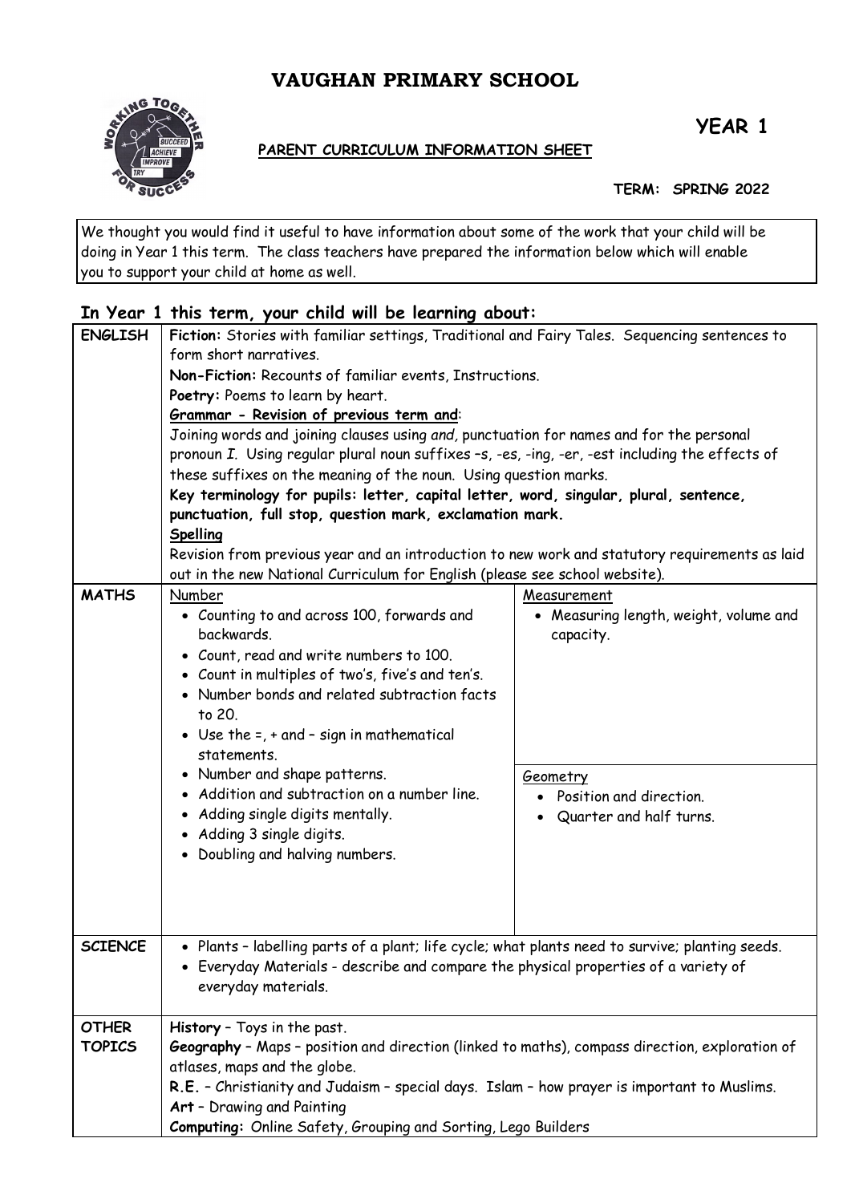# VAUGHAN PRIMARY SCHOOL

**YEAR 1**

**PARENT CURRICULUM INFORMATION SHEET**

**TERM: SPRING 2022**

We thought you would find it useful to have information about some of the work that your child will be doing in Year 1 this term. The class teachers have prepared the information below which will enable you to support your child at home as well.

## In Year 1 this term, your child will be learning about:

| | | |
|---|---|---|
| **ENGLISH** | **Fiction:** Stories with familiar settings, Traditional and Fairy Tales. Sequencing sentences to form short narratives.<br>**Non-Fiction:** Recounts of familiar events, Instructions.<br>**Poetry:** Poems to learn by heart.<br>**Grammar - Revision of previous term and**:<br>Joining words and joining clauses using *and*, punctuation for names and for the personal pronoun *I*. Using regular plural noun suffixes –s, -es, -ing, -er, -est including the effects of these suffixes on the meaning of the noun. Using question marks.<br>**Key terminology for pupils: letter, capital letter, word, singular, plural, sentence, punctuation, full stop, question mark, exclamation mark.**<br>**Spelling**<br>Revision from previous year and an introduction to new work and statutory requirements as laid out in the new National Curriculum for English (please see school website). | |
| **MATHS** | Number<br>• Counting to and across 100, forwards and backwards.<br>• Count, read and write numbers to 100.<br>• Count in multiples of two's, five's and ten's.<br>• Number bonds and related subtraction facts to 20.<br>• Use the =, + and – sign in mathematical statements.<br>• Number and shape patterns.<br>• Addition and subtraction on a number line.<br>• Adding single digits mentally.<br>• Adding 3 single digits.<br>• Doubling and halving numbers. | Measurement<br>• Measuring length, weight, volume and capacity.<br><br>Geometry<br>• Position and direction.<br>• Quarter and half turns. |
| **SCIENCE** | • Plants – labelling parts of a plant; life cycle; what plants need to survive; planting seeds.<br>• Everyday Materials - describe and compare the physical properties of a variety of everyday materials. | |
| **OTHER TOPICS** | **History** – Toys in the past.<br>**Geography** – Maps – position and direction (linked to maths), compass direction, exploration of atlases, maps and the globe.<br>**R.E.** – Christianity and Judaism – special days. Islam – how prayer is important to Muslims.<br>**Art** – Drawing and Painting<br>**Computing:** Online Safety, Grouping and Sorting, Lego Builders | |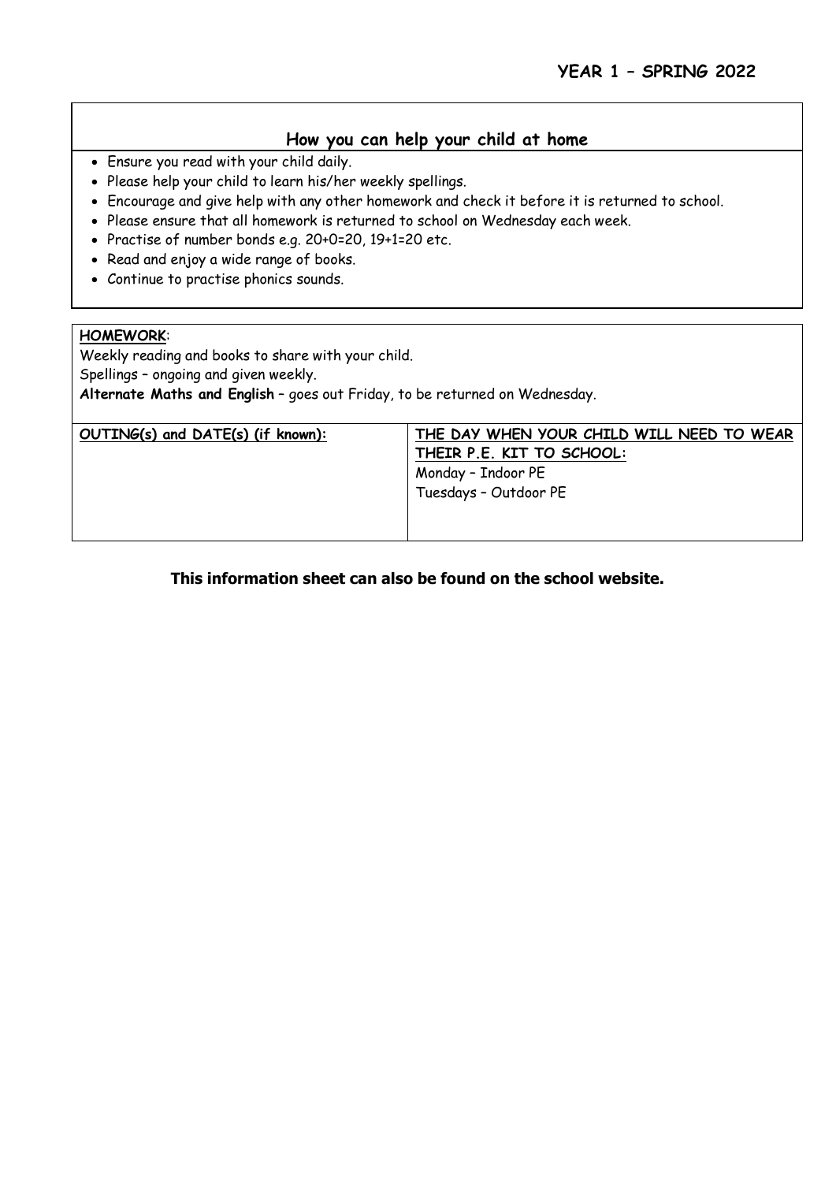**YEAR 1 – SPRING 2022**

## How you can help your child at home

- Ensure you read with your child daily.
- Please help your child to learn his/her weekly spellings.
- Encourage and give help with any other homework and check it before it is returned to school.
- Please ensure that all homework is returned to school on Wednesday each week.
- Practise of number bonds e.g. 20+0=20, 19+1=20 etc.
- Read and enjoy a wide range of books.
- Continue to practise phonics sounds.

**HOMEWORK**:

Weekly reading and books to share with your child.

Spellings – ongoing and given weekly.

**Alternate Maths and English** – goes out Friday, to be returned on Wednesday.

| OUTING(s) and DATE(s) (if known): | THE DAY WHEN YOUR CHILD WILL NEED TO WEAR THEIR P.E. KIT TO SCHOOL: |
|---|---|
| | Monday – Indoor PE<br>Tuesdays – Outdoor PE |

**This information sheet can also be found on the school website.**